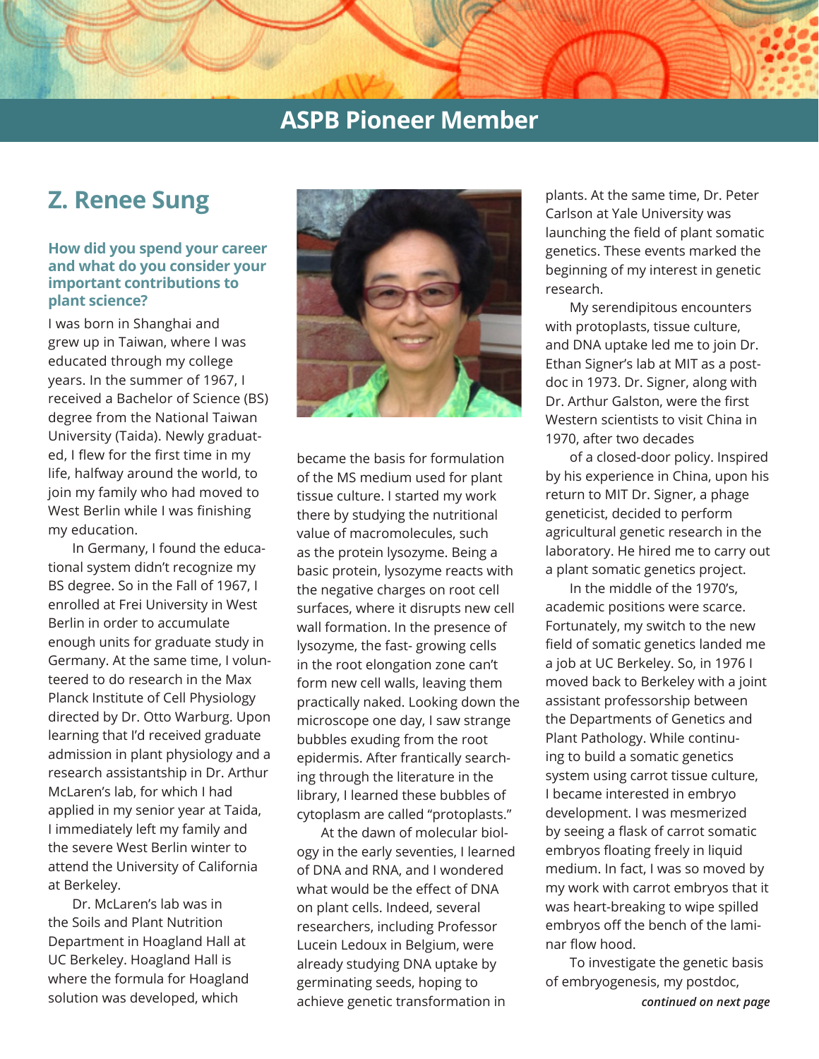# ASPB Pioneer Member

## Z. Renee Sung

### How did you spend your career and what do you consider your important contributions to plant science?

I was born in Shanghai and grew up in Taiwan, where I was educated through my college years. In the summer of 1967, I received a Bachelor of Science (BS) degree from the National Taiwan University (Taida). Newly graduated, I flew for the first time in my life, halfway around the world, to join my family who had moved to West Berlin while I was finishing my education.

In Germany, I found the educational system didn't recognize my BS degree. So in the Fall of 1967, I enrolled at Frei University in West Berlin in order to accumulate enough units for graduate study in Germany. At the same time, I volunteered to do research in the Max Planck Institute of Cell Physiology directed by Dr. Otto Warburg. Upon learning that I'd received graduate admission in plant physiology and a research assistantship in Dr. Arthur McLaren's lab, for which I had applied in my senior year at Taida, I immediately left my family and the severe West Berlin winter to attend the University of California at Berkeley.

Dr. McLaren's lab was in the Soils and Plant Nutrition Department in Hoagland Hall at UC Berkeley. Hoagland Hall is where the formula for Hoagland solution was developed, which became the basis for formulation of the MS medium used for plant tissue culture. I started my work there by studying the nutritional value of macromolecules, such as the protein lysozyme. Being a basic protein, lysozyme reacts with the negative charges on root cell surfaces, where it disrupts new cell wall formation. In the presence of lysozyme, the fast- growing cells in the root elongation zone can't form new cell walls, leaving them practically naked. Looking down the microscope one day, I saw strange bubbles exuding from the root epidermis. After frantically searching through the literature in the library, I learned these bubbles of cytoplasm are called "protoplasts."

At the dawn of molecular biology in the early seventies, I learned of DNA and RNA, and I wondered what would be the effect of DNA on plant cells. Indeed, several researchers, including Professor Lucein Ledoux in Belgium, were already studying DNA uptake by germinating seeds, hoping to achieve genetic transformation in plants. At the same time, Dr. Peter Carlson at Yale University was launching the field of plant somatic genetics. These events marked the beginning of my interest in genetic research.

My serendipitous encounters with protoplasts, tissue culture, and DNA uptake led me to join Dr. Ethan Signer's lab at MIT as a postdoc in 1973. Dr. Signer, along with Dr. Arthur Galston, were the first Western scientists to visit China in 1970, after two decades of a closed-door policy. Inspired by his experience in China, upon his return to MIT Dr. Signer, a phage geneticist, decided to perform agricultural genetic research in the laboratory. He hired me to carry out a plant somatic genetics project.

In the middle of the 1970's, academic positions were scarce. Fortunately, my switch to the new field of somatic genetics landed me a job at UC Berkeley. So, in 1976 I moved back to Berkeley with a joint assistant professorship between the Departments of Genetics and Plant Pathology. While continuing to build a somatic genetics system using carrot tissue culture, I became interested in embryo development. I was mesmerized by seeing a flask of carrot somatic embryos floating freely in liquid medium. In fact, I was so moved by my work with carrot embryos that it was heart-breaking to wipe spilled embryos off the bench of the laminar flow hood.

To investigate the genetic basis of embryogenesis, my postdoc,

*continued on next page*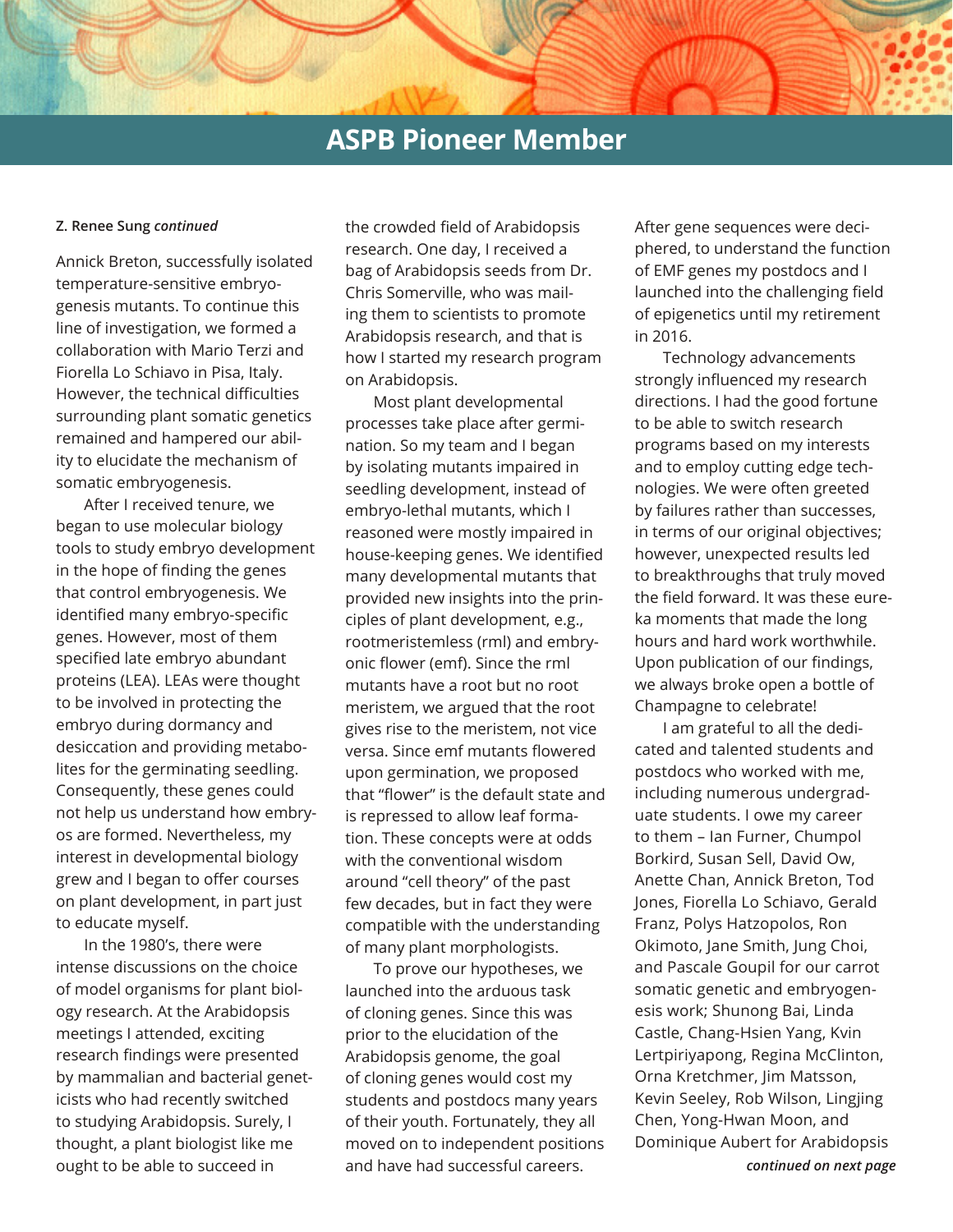## ASPB Pioneer Member

**Z. Renee Sung** ***continued***

Annick Breton, successfully isolated temperature-sensitive embryogenesis mutants. To continue this line of investigation, we formed a collaboration with Mario Terzi and Fiorella Lo Schiavo in Pisa, Italy. However, the technical difficulties surrounding plant somatic genetics remained and hampered our ability to elucidate the mechanism of somatic embryogenesis.

After I received tenure, we began to use molecular biology tools to study embryo development in the hope of finding the genes that control embryogenesis. We identified many embryo-specific genes. However, most of them specified late embryo abundant proteins (LEA). LEAs were thought to be involved in protecting the embryo during dormancy and desiccation and providing metabolites for the germinating seedling. Consequently, these genes could not help us understand how embryos are formed. Nevertheless, my interest in developmental biology grew and I began to offer courses on plant development, in part just to educate myself.

In the 1980's, there were intense discussions on the choice of model organisms for plant biology research. At the Arabidopsis meetings I attended, exciting research findings were presented by mammalian and bacterial geneticists who had recently switched to studying Arabidopsis. Surely, I thought, a plant biologist like me ought to be able to succeed in the crowded field of Arabidopsis research. One day, I received a bag of Arabidopsis seeds from Dr. Chris Somerville, who was mailing them to scientists to promote Arabidopsis research, and that is how I started my research program on Arabidopsis.

Most plant developmental processes take place after germination. So my team and I began by isolating mutants impaired in seedling development, instead of embryo-lethal mutants, which I reasoned were mostly impaired in house-keeping genes. We identified many developmental mutants that provided new insights into the principles of plant development, e.g., rootmeristemless (rml) and embryonic flower (emf). Since the rml mutants have a root but no root meristem, we argued that the root gives rise to the meristem, not vice versa. Since emf mutants flowered upon germination, we proposed that "flower" is the default state and is repressed to allow leaf formation. These concepts were at odds with the conventional wisdom around "cell theory" of the past few decades, but in fact they were compatible with the understanding of many plant morphologists.

To prove our hypotheses, we launched into the arduous task of cloning genes. Since this was prior to the elucidation of the Arabidopsis genome, the goal of cloning genes would cost my students and postdocs many years of their youth. Fortunately, they all moved on to independent positions and have had successful careers. After gene sequences were deciphered, to understand the function of EMF genes my postdocs and I launched into the challenging field of epigenetics until my retirement in 2016.

Technology advancements strongly influenced my research directions. I had the good fortune to be able to switch research programs based on my interests and to employ cutting edge technologies. We were often greeted by failures rather than successes, in terms of our original objectives; however, unexpected results led to breakthroughs that truly moved the field forward. It was these eureka moments that made the long hours and hard work worthwhile. Upon publication of our findings, we always broke open a bottle of Champagne to celebrate!

I am grateful to all the dedicated and talented students and postdocs who worked with me, including numerous undergraduate students. I owe my career to them – Ian Furner, Chumpol Borkird, Susan Sell, David Ow, Anette Chan, Annick Breton, Tod Jones, Fiorella Lo Schiavo, Gerald Franz, Polys Hatzopolos, Ron Okimoto, Jane Smith, Jung Choi, and Pascale Goupil for our carrot somatic genetic and embryogenesis work; Shunong Bai, Linda Castle, Chang-Hsien Yang, Kvin Lertpiriyapong, Regina McClinton, Orna Kretchmer, Jim Matsson, Kevin Seeley, Rob Wilson, Lingjing Chen, Yong-Hwan Moon, and Dominique Aubert for Arabidopsis

***continued on next page***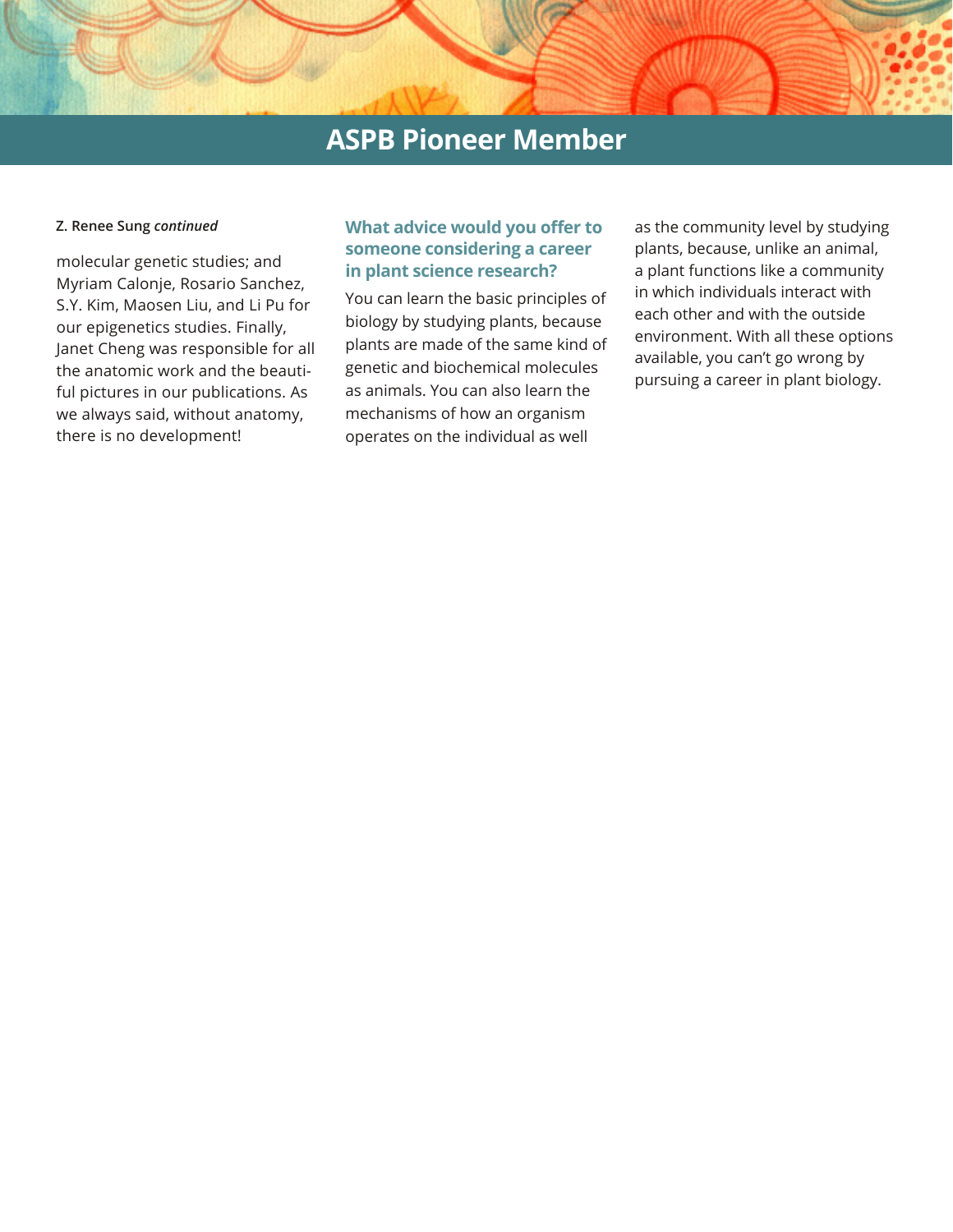## ASPB Pioneer Member

**Z. Renee Sung** ***continued***

molecular genetic studies; and Myriam Calonje, Rosario Sanchez, S.Y. Kim, Maosen Liu, and Li Pu for our epigenetics studies. Finally, Janet Cheng was responsible for all the anatomic work and the beautiful pictures in our publications. As we always said, without anatomy, there is no development!

### What advice would you offer to someone considering a career in plant science research?

You can learn the basic principles of biology by studying plants, because plants are made of the same kind of genetic and biochemical molecules as animals. You can also learn the mechanisms of how an organism operates on the individual as well as the community level by studying plants, because, unlike an animal, a plant functions like a community in which individuals interact with each other and with the outside environment. With all these options available, you can't go wrong by pursuing a career in plant biology.